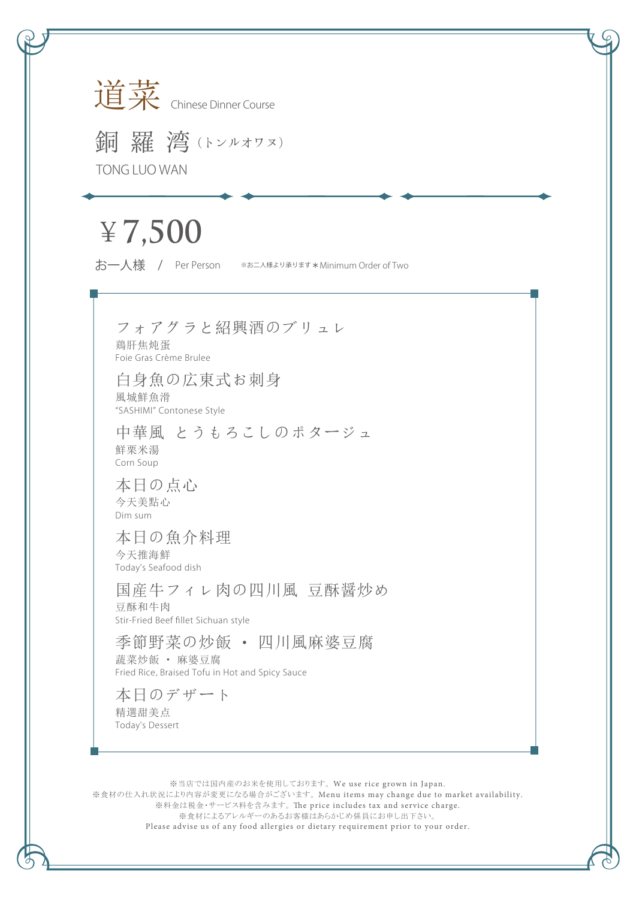# 道菜 Chinese Dinner Course

## 銅 羅 湾（トンルオワヌ）

TONG LUO WAN

# ¥7,500

お一人様 / Per Person ※お二人様より承ります＊Minimum Order of Two

フォアグラと紹興酒のブリュレ
鶏肝焦炖蛋
Foie Gras Crème Brulee

白身魚の広東式お刺身
風城鮮魚滑
"SASHIMI" Contonese Style

中華風 とうもろこしのポタージュ
鮮粟米湯
Corn Soup

本日の点心
今天美點心
Dim sum

本日の魚介料理
今天推海鮮
Today's Seafood dish

国産牛フィレ肉の四川風 豆酥醤炒め
豆酥和牛肉
Stir-Fried Beef fillet Sichuan style

季節野菜の炒飯 ・ 四川風麻婆豆腐
蔬菜炒飯 ・ 麻婆豆腐
Fried Rice, Braised Tofu in Hot and Spicy Sauce

本日のデザート
精選甜美点
Today's Dessert

※当店では国内産のお米を使用しております。We use rice grown in Japan.
※食材の仕入れ状況により内容が変更になる場合がございます。Menu items may change due to market availability.
※料金は税金・サービス料を含みます。The price includes tax and service charge.
※食材によるアレルギーのあるお客様はあらかじめ係員にお申し出下さい。
Please advise us of any food allergies or dietary requirement prior to your order.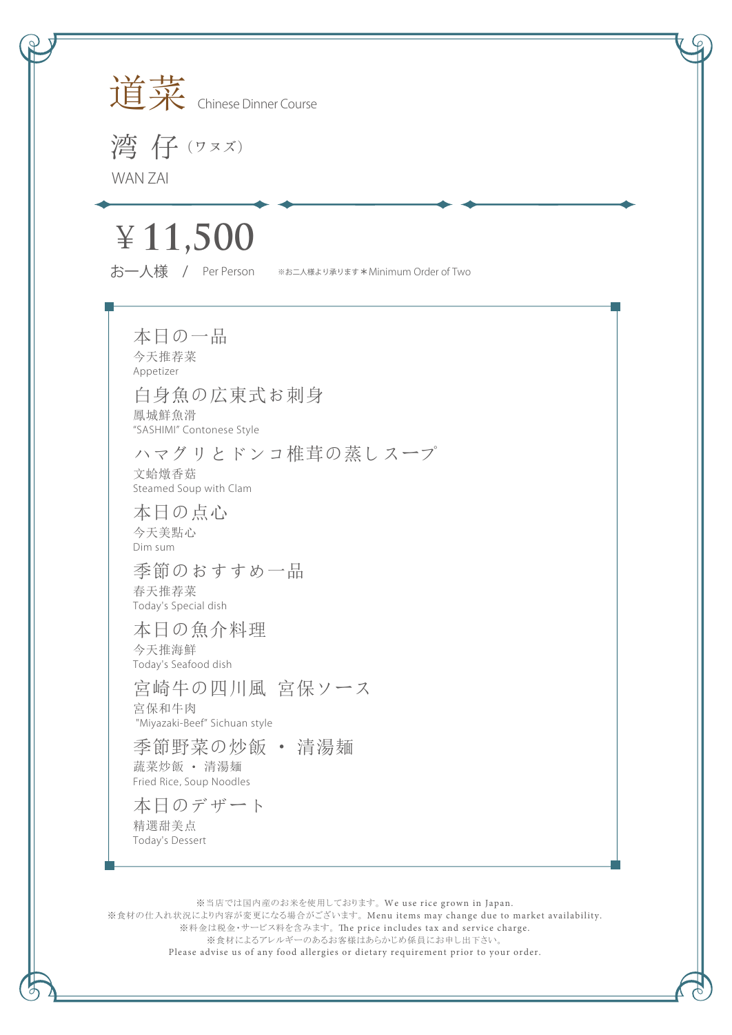# 道菜 Chinese Dinner Course

## 湾 仔（ワヌズ）

WAN ZAI

# ￥11,500

お一人様 / Per Person ※お二人様より承ります＊Minimum Order of Two

---

本日の一品
今天推荐菜
Appetizer

白身魚の広東式お刺身
鳳城鮮魚滑
"SASHIMI" Contonese Style

ハマグリとドンコ椎茸の蒸しスープ
文蛤燉香菇
Steamed Soup with Clam

本日の点心
今天美點心
Dim sum

季節のおすすめ一品
春天推荐菜
Today's Special dish

本日の魚介料理
今天推海鮮
Today's Seafood dish

宮崎牛の四川風 宮保ソース
宮保和牛肉
"Miyazaki-Beef" Sichuan style

季節野菜の炒飯 ・ 清湯麺
蔬菜炒飯 ・ 清湯麺
Fried Rice, Soup Noodles

本日のデザート
精選甜美点
Today's Dessert

---

※当店では国内産のお米を使用しております。We use rice grown in Japan.
※食材の仕入れ状況により内容が変更になる場合がございます。Menu items may change due to market availability.
※料金は税金・サービス料を含みます。The price includes tax and service charge.
※食材によるアレルギーのあるお客様はあらかじめ係員にお申し出下さい。
Please advise us of any food allergies or dietary requirement prior to your order.